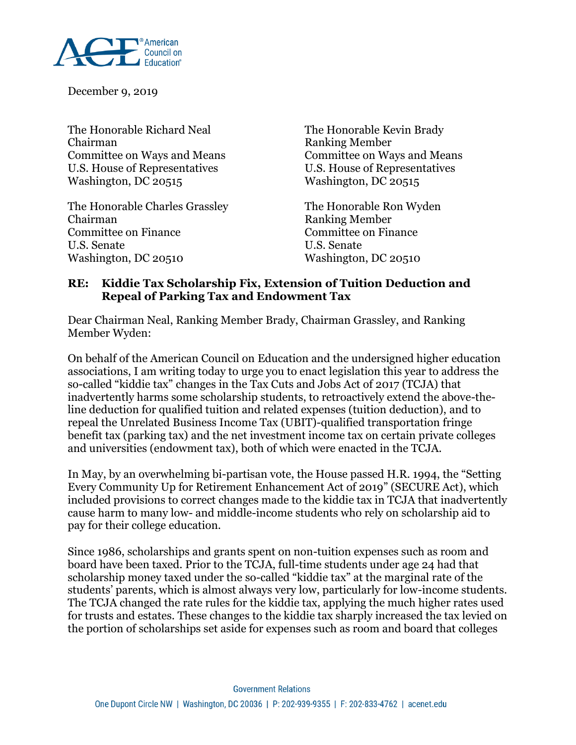December 9, 2019

The Honorable Richard Neal
Chairman
Committee on Ways and Means
U.S. House of Representatives
Washington, DC 20515

The Honorable Kevin Brady
Ranking Member
Committee on Ways and Means
U.S. House of Representatives
Washington, DC 20515

The Honorable Charles Grassley
Chairman
Committee on Finance
U.S. Senate
Washington, DC 20510

The Honorable Ron Wyden
Ranking Member
Committee on Finance
U.S. Senate
Washington, DC 20510

**RE: Kiddie Tax Scholarship Fix, Extension of Tuition Deduction and Repeal of Parking Tax and Endowment Tax**

Dear Chairman Neal, Ranking Member Brady, Chairman Grassley, and Ranking Member Wyden:

On behalf of the American Council on Education and the undersigned higher education associations, I am writing today to urge you to enact legislation this year to address the so-called "kiddie tax" changes in the Tax Cuts and Jobs Act of 2017 (TCJA) that inadvertently harms some scholarship students, to retroactively extend the above-the-line deduction for qualified tuition and related expenses (tuition deduction), and to repeal the Unrelated Business Income Tax (UBIT)-qualified transportation fringe benefit tax (parking tax) and the net investment income tax on certain private colleges and universities (endowment tax), both of which were enacted in the TCJA.

In May, by an overwhelming bi-partisan vote, the House passed H.R. 1994, the "Setting Every Community Up for Retirement Enhancement Act of 2019" (SECURE Act), which included provisions to correct changes made to the kiddie tax in TCJA that inadvertently cause harm to many low- and middle-income students who rely on scholarship aid to pay for their college education.

Since 1986, scholarships and grants spent on non-tuition expenses such as room and board have been taxed. Prior to the TCJA, full-time students under age 24 had that scholarship money taxed under the so-called "kiddie tax" at the marginal rate of the students' parents, which is almost always very low, particularly for low-income students. The TCJA changed the rate rules for the kiddie tax, applying the much higher rates used for trusts and estates. These changes to the kiddie tax sharply increased the tax levied on the portion of scholarships set aside for expenses such as room and board that colleges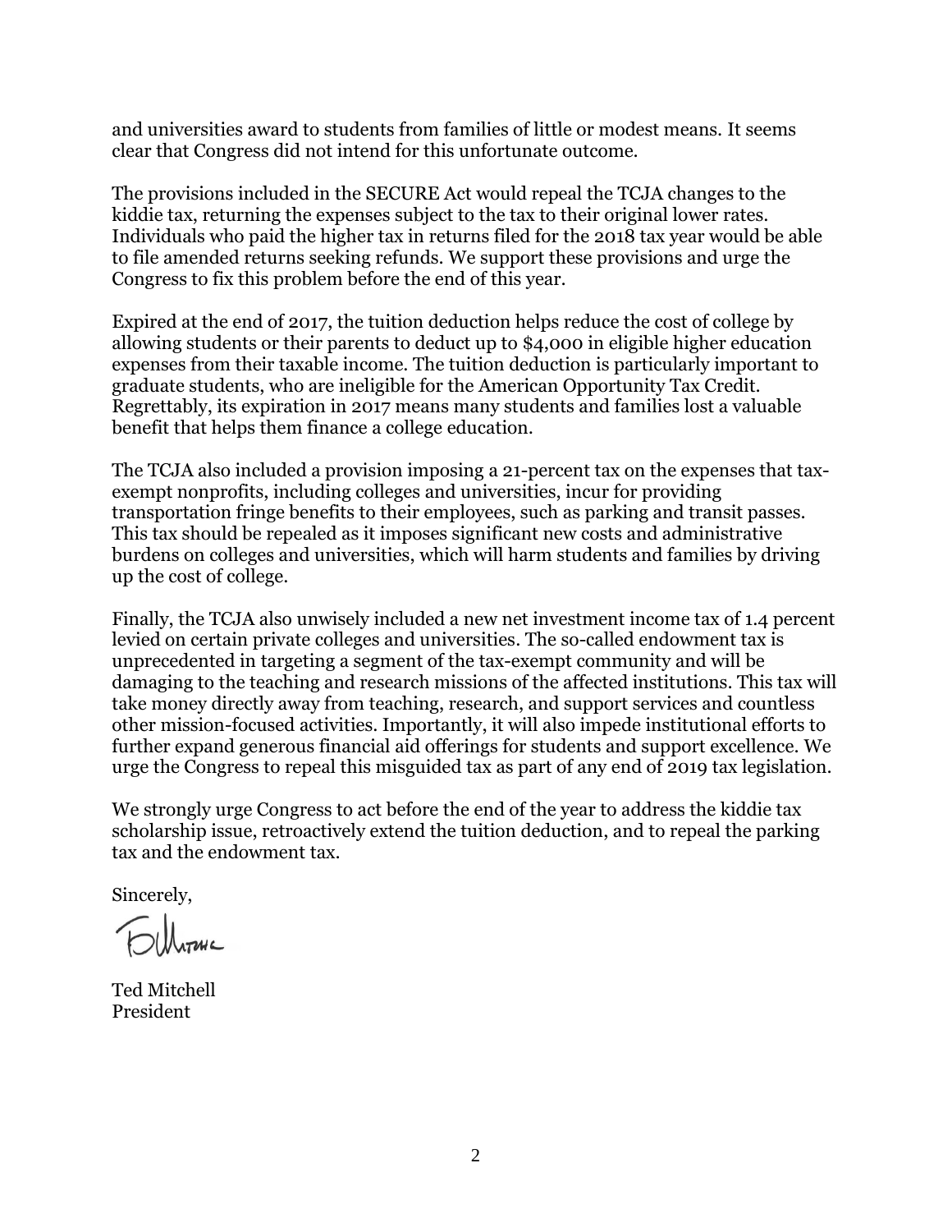and universities award to students from families of little or modest means. It seems clear that Congress did not intend for this unfortunate outcome.

The provisions included in the SECURE Act would repeal the TCJA changes to the kiddie tax, returning the expenses subject to the tax to their original lower rates. Individuals who paid the higher tax in returns filed for the 2018 tax year would be able to file amended returns seeking refunds. We support these provisions and urge the Congress to fix this problem before the end of this year.

Expired at the end of 2017, the tuition deduction helps reduce the cost of college by allowing students or their parents to deduct up to $4,000 in eligible higher education expenses from their taxable income. The tuition deduction is particularly important to graduate students, who are ineligible for the American Opportunity Tax Credit. Regrettably, its expiration in 2017 means many students and families lost a valuable benefit that helps them finance a college education.

The TCJA also included a provision imposing a 21-percent tax on the expenses that tax-exempt nonprofits, including colleges and universities, incur for providing transportation fringe benefits to their employees, such as parking and transit passes. This tax should be repealed as it imposes significant new costs and administrative burdens on colleges and universities, which will harm students and families by driving up the cost of college.

Finally, the TCJA also unwisely included a new net investment income tax of 1.4 percent levied on certain private colleges and universities. The so-called endowment tax is unprecedented in targeting a segment of the tax-exempt community and will be damaging to the teaching and research missions of the affected institutions. This tax will take money directly away from teaching, research, and support services and countless other mission-focused activities. Importantly, it will also impede institutional efforts to further expand generous financial aid offerings for students and support excellence. We urge the Congress to repeal this misguided tax as part of any end of 2019 tax legislation.

We strongly urge Congress to act before the end of the year to address the kiddie tax scholarship issue, retroactively extend the tuition deduction, and to repeal the parking tax and the endowment tax.

Sincerely,

Ted Mitchell
President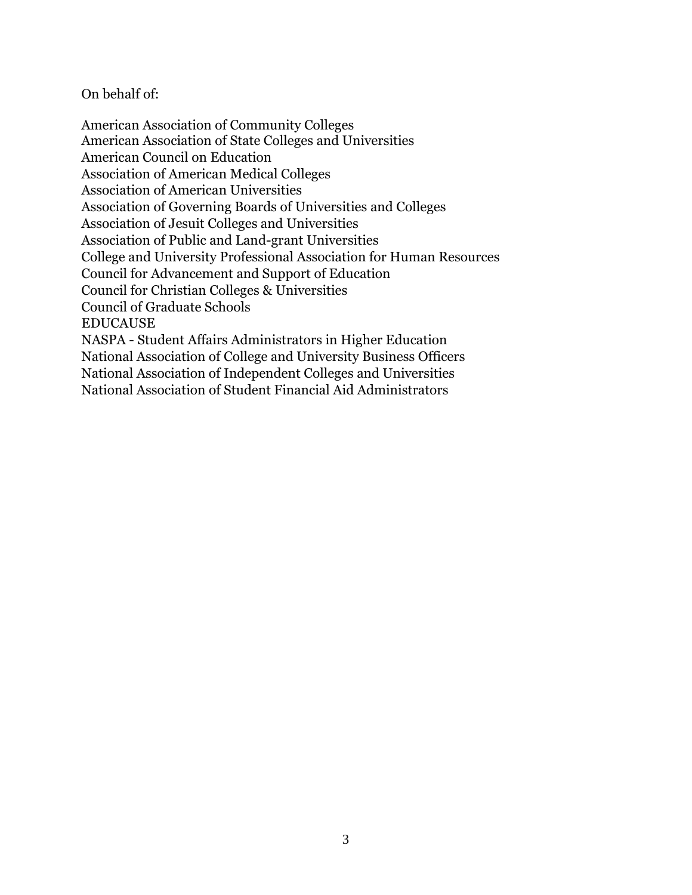On behalf of:

American Association of Community Colleges
American Association of State Colleges and Universities
American Council on Education
Association of American Medical Colleges
Association of American Universities
Association of Governing Boards of Universities and Colleges
Association of Jesuit Colleges and Universities
Association of Public and Land-grant Universities
College and University Professional Association for Human Resources
Council for Advancement and Support of Education
Council for Christian Colleges & Universities
Council of Graduate Schools
EDUCAUSE
NASPA - Student Affairs Administrators in Higher Education
National Association of College and University Business Officers
National Association of Independent Colleges and Universities
National Association of Student Financial Aid Administrators